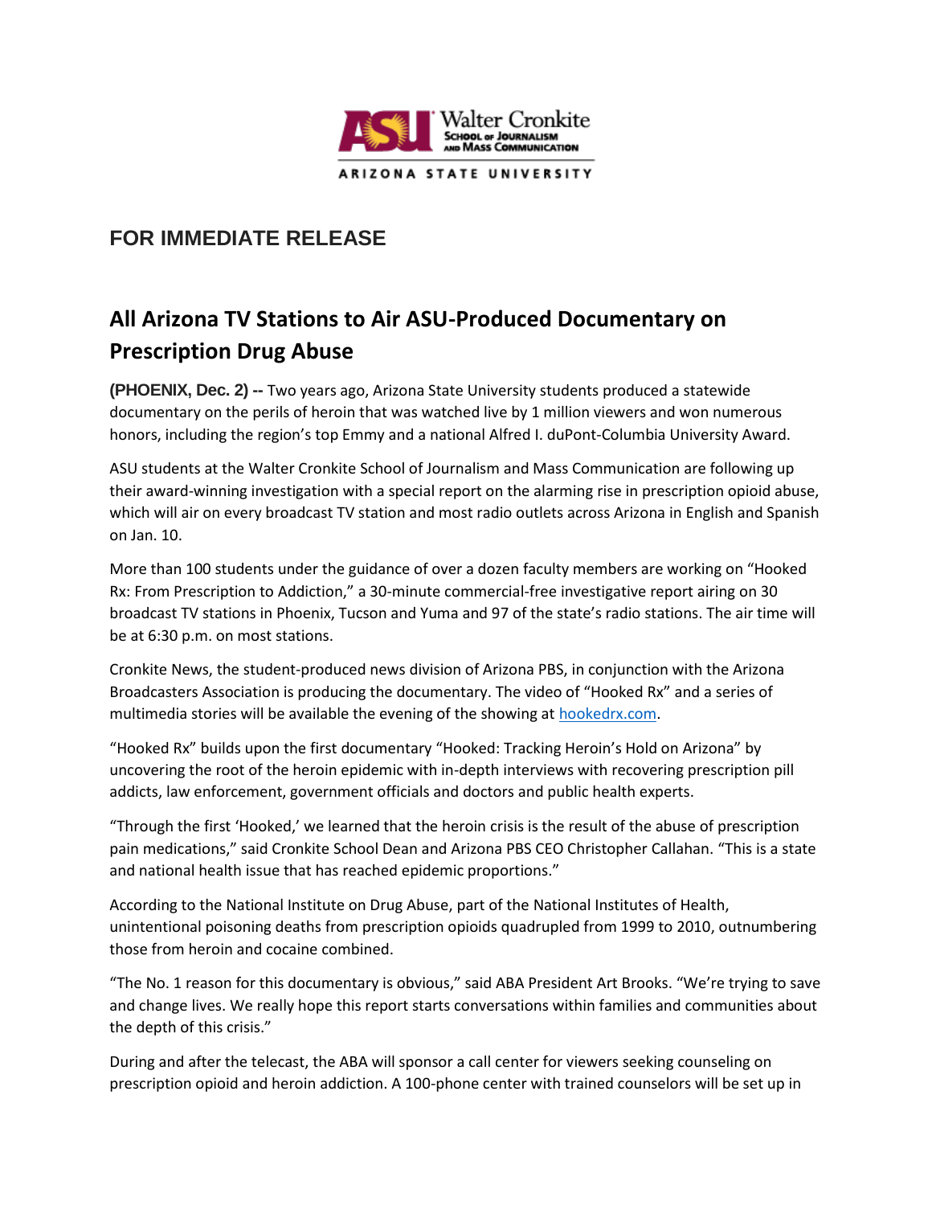ASU Walter Cronkite School of Journalism and Mass Communication
ARIZONA STATE UNIVERSITY

## FOR IMMEDIATE RELEASE

# All Arizona TV Stations to Air ASU-Produced Documentary on Prescription Drug Abuse

**(PHOENIX, Dec. 2) --** Two years ago, Arizona State University students produced a statewide documentary on the perils of heroin that was watched live by 1 million viewers and won numerous honors, including the region's top Emmy and a national Alfred I. duPont-Columbia University Award.

ASU students at the Walter Cronkite School of Journalism and Mass Communication are following up their award-winning investigation with a special report on the alarming rise in prescription opioid abuse, which will air on every broadcast TV station and most radio outlets across Arizona in English and Spanish on Jan. 10.

More than 100 students under the guidance of over a dozen faculty members are working on "Hooked Rx: From Prescription to Addiction," a 30-minute commercial-free investigative report airing on 30 broadcast TV stations in Phoenix, Tucson and Yuma and 97 of the state's radio stations. The air time will be at 6:30 p.m. on most stations.

Cronkite News, the student-produced news division of Arizona PBS, in conjunction with the Arizona Broadcasters Association is producing the documentary. The video of "Hooked Rx" and a series of multimedia stories will be available the evening of the showing at [hookedrx.com](hookedrx.com).

"Hooked Rx" builds upon the first documentary "Hooked: Tracking Heroin's Hold on Arizona" by uncovering the root of the heroin epidemic with in-depth interviews with recovering prescription pill addicts, law enforcement, government officials and doctors and public health experts.

"Through the first 'Hooked,' we learned that the heroin crisis is the result of the abuse of prescription pain medications," said Cronkite School Dean and Arizona PBS CEO Christopher Callahan. "This is a state and national health issue that has reached epidemic proportions."

According to the National Institute on Drug Abuse, part of the National Institutes of Health, unintentional poisoning deaths from prescription opioids quadrupled from 1999 to 2010, outnumbering those from heroin and cocaine combined.

"The No. 1 reason for this documentary is obvious," said ABA President Art Brooks. "We're trying to save and change lives. We really hope this report starts conversations within families and communities about the depth of this crisis."

During and after the telecast, the ABA will sponsor a call center for viewers seeking counseling on prescription opioid and heroin addiction. A 100-phone center with trained counselors will be set up in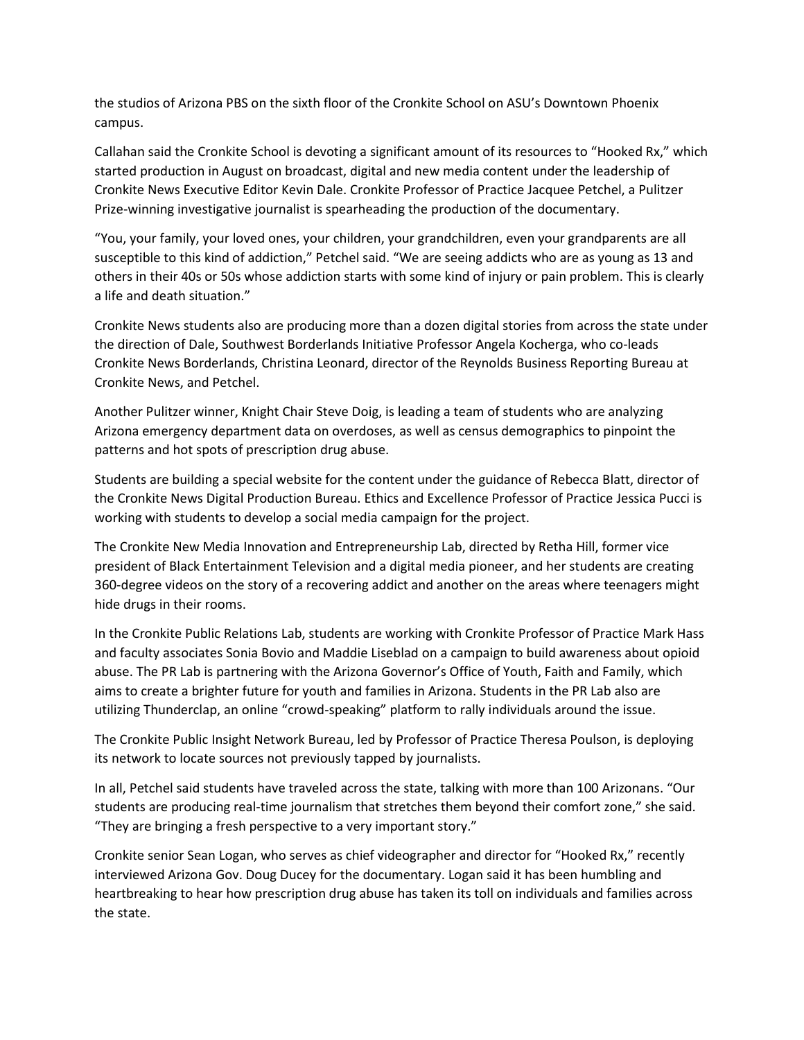the studios of Arizona PBS on the sixth floor of the Cronkite School on ASU's Downtown Phoenix campus.

Callahan said the Cronkite School is devoting a significant amount of its resources to "Hooked Rx," which started production in August on broadcast, digital and new media content under the leadership of Cronkite News Executive Editor Kevin Dale. Cronkite Professor of Practice Jacquee Petchel, a Pulitzer Prize-winning investigative journalist is spearheading the production of the documentary.

"You, your family, your loved ones, your children, your grandchildren, even your grandparents are all susceptible to this kind of addiction," Petchel said. "We are seeing addicts who are as young as 13 and others in their 40s or 50s whose addiction starts with some kind of injury or pain problem. This is clearly a life and death situation."

Cronkite News students also are producing more than a dozen digital stories from across the state under the direction of Dale, Southwest Borderlands Initiative Professor Angela Kocherga, who co-leads Cronkite News Borderlands, Christina Leonard, director of the Reynolds Business Reporting Bureau at Cronkite News, and Petchel.

Another Pulitzer winner, Knight Chair Steve Doig, is leading a team of students who are analyzing Arizona emergency department data on overdoses, as well as census demographics to pinpoint the patterns and hot spots of prescription drug abuse.

Students are building a special website for the content under the guidance of Rebecca Blatt, director of the Cronkite News Digital Production Bureau. Ethics and Excellence Professor of Practice Jessica Pucci is working with students to develop a social media campaign for the project.

The Cronkite New Media Innovation and Entrepreneurship Lab, directed by Retha Hill, former vice president of Black Entertainment Television and a digital media pioneer, and her students are creating 360-degree videos on the story of a recovering addict and another on the areas where teenagers might hide drugs in their rooms.

In the Cronkite Public Relations Lab, students are working with Cronkite Professor of Practice Mark Hass and faculty associates Sonia Bovio and Maddie Liseblad on a campaign to build awareness about opioid abuse. The PR Lab is partnering with the Arizona Governor's Office of Youth, Faith and Family, which aims to create a brighter future for youth and families in Arizona. Students in the PR Lab also are utilizing Thunderclap, an online "crowd-speaking" platform to rally individuals around the issue.

The Cronkite Public Insight Network Bureau, led by Professor of Practice Theresa Poulson, is deploying its network to locate sources not previously tapped by journalists.

In all, Petchel said students have traveled across the state, talking with more than 100 Arizonans. "Our students are producing real-time journalism that stretches them beyond their comfort zone," she said. "They are bringing a fresh perspective to a very important story."

Cronkite senior Sean Logan, who serves as chief videographer and director for "Hooked Rx," recently interviewed Arizona Gov. Doug Ducey for the documentary. Logan said it has been humbling and heartbreaking to hear how prescription drug abuse has taken its toll on individuals and families across the state.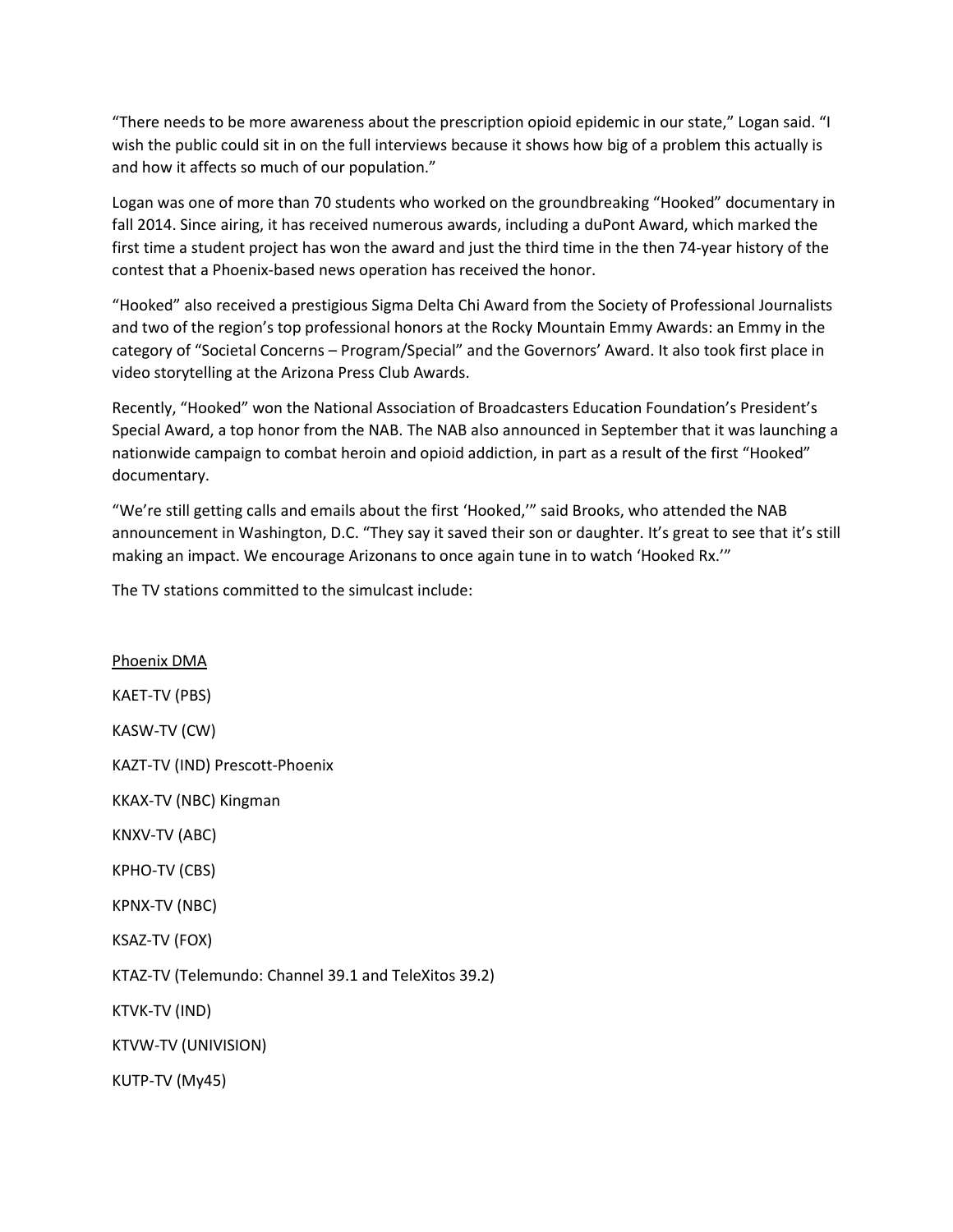"There needs to be more awareness about the prescription opioid epidemic in our state," Logan said. "I wish the public could sit in on the full interviews because it shows how big of a problem this actually is and how it affects so much of our population."

Logan was one of more than 70 students who worked on the groundbreaking "Hooked" documentary in fall 2014. Since airing, it has received numerous awards, including a duPont Award, which marked the first time a student project has won the award and just the third time in the then 74-year history of the contest that a Phoenix-based news operation has received the honor.

"Hooked" also received a prestigious Sigma Delta Chi Award from the Society of Professional Journalists and two of the region's top professional honors at the Rocky Mountain Emmy Awards: an Emmy in the category of "Societal Concerns – Program/Special" and the Governors' Award. It also took first place in video storytelling at the Arizona Press Club Awards.

Recently, "Hooked" won the National Association of Broadcasters Education Foundation's President's Special Award, a top honor from the NAB. The NAB also announced in September that it was launching a nationwide campaign to combat heroin and opioid addiction, in part as a result of the first "Hooked" documentary.

"We're still getting calls and emails about the first 'Hooked,'" said Brooks, who attended the NAB announcement in Washington, D.C. "They say it saved their son or daughter. It's great to see that it's still making an impact. We encourage Arizonans to once again tune in to watch 'Hooked Rx.'"

The TV stations committed to the simulcast include:

<u>Phoenix DMA</u>

KAET-TV (PBS)

KASW-TV (CW)

KAZT-TV (IND) Prescott-Phoenix

KKAX-TV (NBC) Kingman

KNXV-TV (ABC)

KPHO-TV (CBS)

KPNX-TV (NBC)

KSAZ-TV (FOX)

KTAZ-TV (Telemundo: Channel 39.1 and TeleXitos 39.2)

KTVK-TV (IND)

KTVW-TV (UNIVISION)

KUTP-TV (My45)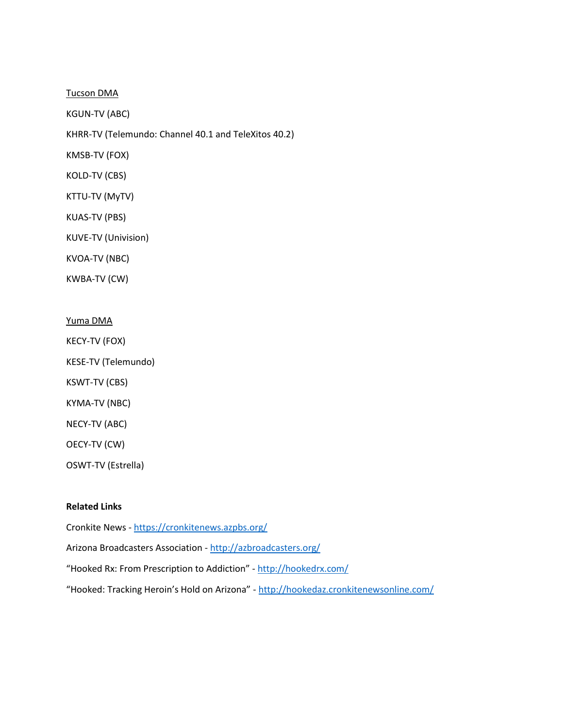<u>Tucson DMA</u>

KGUN-TV (ABC)

KHRR-TV (Telemundo: Channel 40.1 and TeleXitos 40.2)

KMSB-TV (FOX)

KOLD-TV (CBS)

KTTU-TV (MyTV)

KUAS-TV (PBS)

KUVE-TV (Univision)

KVOA-TV (NBC)

KWBA-TV (CW)

<u>Yuma DMA</u>

KECY-TV (FOX)

KESE-TV (Telemundo)

KSWT-TV (CBS)

KYMA-TV (NBC)

NECY-TV (ABC)

OECY-TV (CW)

OSWT-TV (Estrella)

**Related Links**

Cronkite News - [https://cronkitenews.azpbs.org/](https://cronkitenews.azpbs.org/)

Arizona Broadcasters Association - [http://azbroadcasters.org/](http://azbroadcasters.org/)

“Hooked Rx: From Prescription to Addiction” - [http://hookedrx.com/](http://hookedrx.com/)

“Hooked: Tracking Heroin’s Hold on Arizona” - [http://hookedaz.cronkitenewsonline.com/](http://hookedaz.cronkitenewsonline.com/)